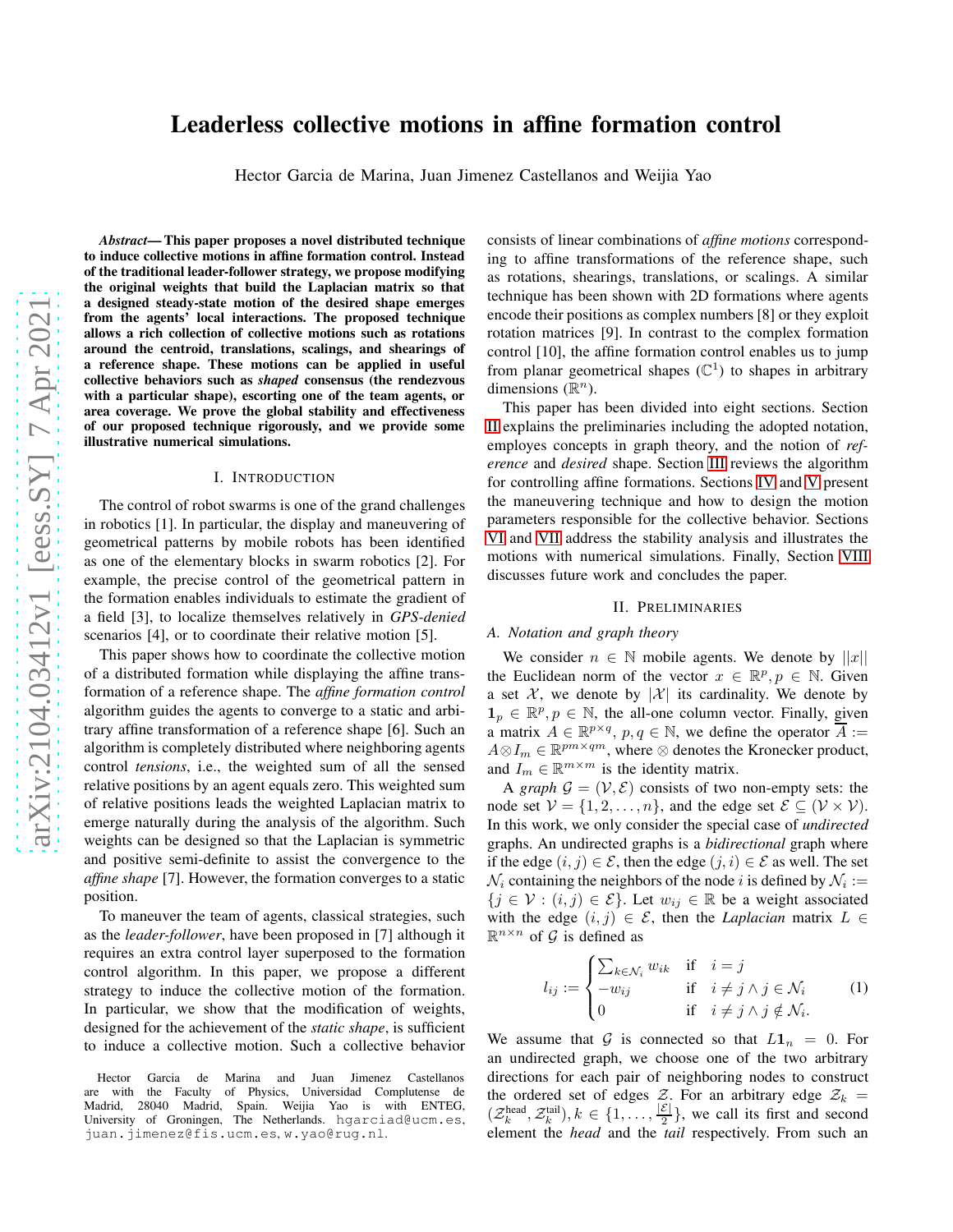# Leaderless collective motions in affine formation control

Hector Garcia de Marina, Juan Jimenez Castellanos and Weijia Yao

***Abstract*— This paper proposes a novel distributed technique to induce collective motions in affine formation control. Instead of the traditional leader-follower strategy, we propose modifying the original weights that build the Laplacian matrix so that a designed steady-state motion of the desired shape emerges from the agents' local interactions. The proposed technique allows a rich collection of collective motions such as rotations around the centroid, translations, scalings, and shearings of a reference shape. These motions can be applied in useful collective behaviors such as *shaped* consensus (the rendezvous with a particular shape), escorting one of the team agents, or area coverage. We prove the global stability and effectiveness of our proposed technique rigorously, and we provide some illustrative numerical simulations.**

## I. Introduction

The control of robot swarms is one of the grand challenges in robotics [1]. In particular, the display and maneuvering of geometrical patterns by mobile robots has been identified as one of the elementary blocks in swarm robotics [2]. For example, the precise control of the geometrical pattern in the formation enables individuals to estimate the gradient of a field [3], to localize themselves relatively in *GPS-denied* scenarios [4], or to coordinate their relative motion [5].

This paper shows how to coordinate the collective motion of a distributed formation while displaying the affine transformation of a reference shape. The *affine formation control* algorithm guides the agents to converge to a static and arbitrary affine transformation of a reference shape [6]. Such an algorithm is completely distributed where neighboring agents control *tensions*, i.e., the weighted sum of all the sensed relative positions by an agent equals zero. This weighted sum of relative positions leads the weighted Laplacian matrix to emerge naturally during the analysis of the algorithm. Such weights can be designed so that the Laplacian is symmetric and positive semi-definite to assist the convergence to the *affine shape* [7]. However, the formation converges to a static position.

To maneuver the team of agents, classical strategies, such as the *leader-follower*, have been proposed in [7] although it requires an extra control layer superposed to the formation control algorithm. In this paper, we propose a different strategy to induce the collective motion of the formation. In particular, we show that the modification of weights, designed for the achievement of the *static shape*, is sufficient to induce a collective motion. Such a collective behavior consists of linear combinations of *affine motions* corresponding to affine transformations of the reference shape, such as rotations, shearings, translations, or scalings. A similar technique has been shown with 2D formations where agents encode their positions as complex numbers [8] or they exploit rotation matrices [9]. In contrast to the complex formation control [10], the affine formation control enables us to jump from planar geometrical shapes ($\mathbb{C}^1$) to shapes in arbitrary dimensions ($\mathbb{R}^n$).

This paper has been divided into eight sections. Section II explains the preliminaries including the adopted notation, employes concepts in graph theory, and the notion of *reference* and *desired* shape. Section III reviews the algorithm for controlling affine formations. Sections IV and V present the maneuvering technique and how to design the motion parameters responsible for the collective behavior. Sections VI and VII address the stability analysis and illustrates the motions with numerical simulations. Finally, Section VIII discusses future work and concludes the paper.

Hector Garcia de Marina and Juan Jimenez Castellanos are with the Faculty of Physics, Universidad Complutense de Madrid, 28040 Madrid, Spain. Weijia Yao is with ENTEG, University of Groningen, The Netherlands. hgarciad@ucm.es, juan.jimenez@fis.ucm.es, w.yao@rug.nl.

## II. Preliminaries

### A. Notation and graph theory

We consider $n \in \mathbb{N}$ mobile agents. We denote by $||x||$ the Euclidean norm of the vector $x \in \mathbb{R}^p, p \in \mathbb{N}$. Given a set $\mathcal{X}$, we denote by $|\mathcal{X}|$ its cardinality. We denote by $\mathbf{1}_p \in \mathbb{R}^p, p \in \mathbb{N}$, the all-one column vector. Finally, given a matrix $A \in \mathbb{R}^{p\times q}$, $p, q \in \mathbb{N}$, we define the operator $\overline{A} := A \otimes I_m \in \mathbb{R}^{pm\times qm}$, where $\otimes$ denotes the Kronecker product, and $I_m \in \mathbb{R}^{m\times m}$ is the identity matrix.

A *graph* $\mathcal{G} = (\mathcal{V}, \mathcal{E})$ consists of two non-empty sets: the node set $\mathcal{V} = \{1, 2, \dots, n\}$, and the edge set $\mathcal{E} \subseteq (\mathcal{V} \times \mathcal{V})$. In this work, we only consider the special case of *undirected* graphs. An undirected graphs is a *bidirectional* graph where if the edge $(i, j) \in \mathcal{E}$, then the edge $(j, i) \in \mathcal{E}$ as well. The set $\mathcal{N}_i$ containing the neighbors of the node $i$ is defined by $\mathcal{N}_i := \{j \in \mathcal{V} : (i, j) \in \mathcal{E}\}$. Let $w_{ij} \in \mathbb{R}$ be a weight associated with the edge $(i, j) \in \mathcal{E}$, then the *Laplacian* matrix $L \in \mathbb{R}^{n\times n}$ of $\mathcal{G}$ is defined as

$$
l_{ij} := \begin{cases} \sum_{k\in\mathcal{N}_i} w_{ik} & \text{if} \quad i = j \\ -w_{ij} & \text{if} \quad i \neq j \wedge j \in \mathcal{N}_i \\ 0 & \text{if} \quad i \neq j \wedge j \notin \mathcal{N}_i. \end{cases} \tag{1}
$$

We assume that $\mathcal{G}$ is connected so that $L\mathbf{1}_n = 0$. For an undirected graph, we choose one of the two arbitrary directions for each pair of neighboring nodes to construct the ordered set of edges $\mathcal{Z}$. For an arbitrary edge $\mathcal{Z}_k = (\mathcal{Z}_k^{\text{head}}, \mathcal{Z}_k^{\text{tail}}), k \in \{1, \dots, \frac{|\mathcal{E}|}{2}\}$, we call its first and second element the *head* and the *tail* respectively. From such an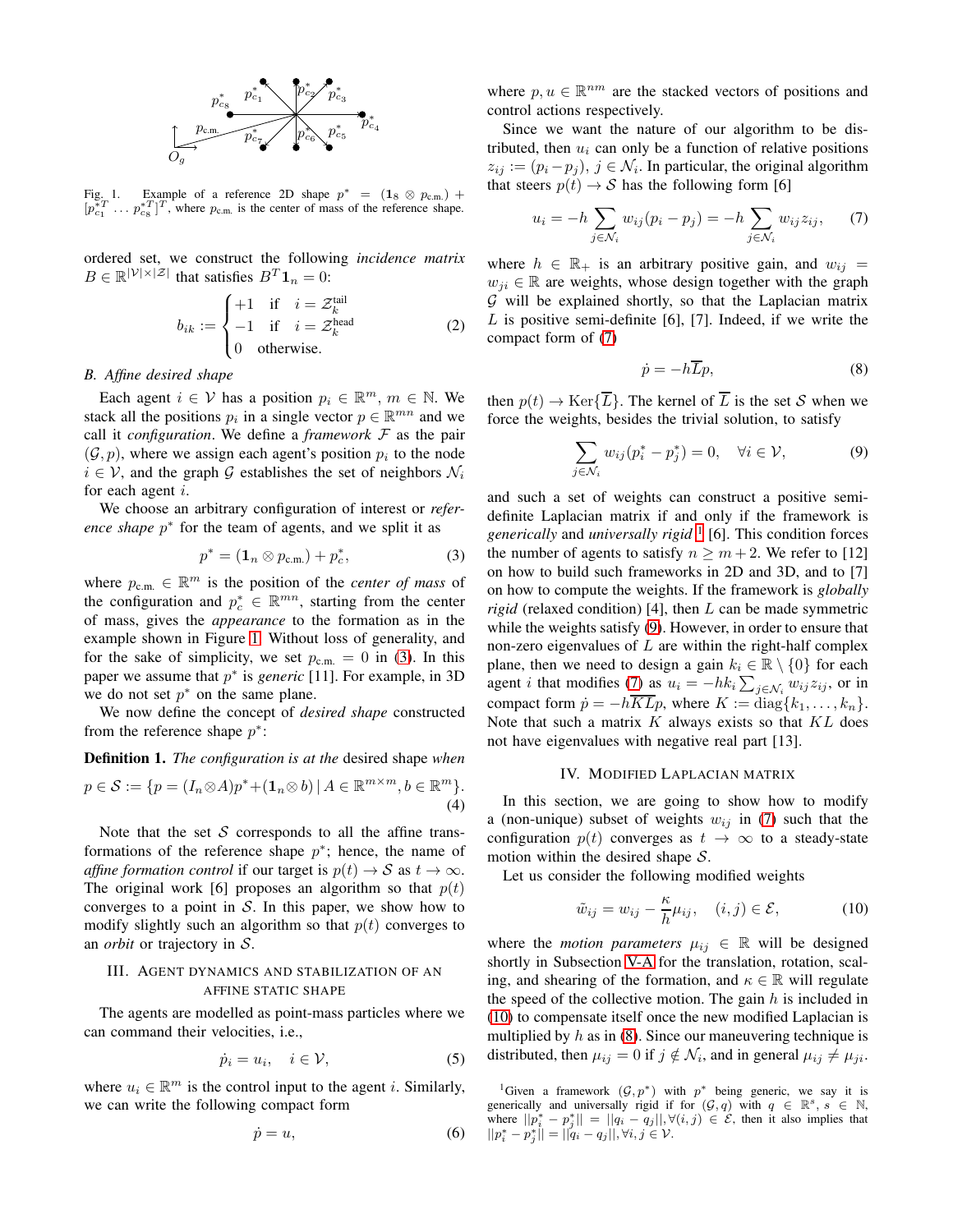Fig. 1. Example of a reference 2D shape $p^* = (\mathbf{1}_8 \otimes p_{\text{c.m.}}) + [p_{c_1}^{*T} \dots p_{c_8}^{*T}]^T$, where $p_{\text{c.m.}}$ is the center of mass of the reference shape.

ordered set, we construct the following *incidence matrix* $B \in \mathbb{R}^{|\mathcal{V}|\times|\mathcal{Z}|}$ that satisfies $B^T\mathbf{1}_n = 0$:

$$b_{ik} := \begin{cases} +1 & \text{if} \quad i = \mathcal{Z}_k^{\text{tail}} \\ -1 & \text{if} \quad i = \mathcal{Z}_k^{\text{head}} \\ 0 & \text{otherwise.} \end{cases} \tag{2}$$

### B. Affine desired shape

Each agent $i \in \mathcal{V}$ has a position $p_i \in \mathbb{R}^m$, $m \in \mathbb{N}$. We stack all the positions $p_i$ in a single vector $p \in \mathbb{R}^{mn}$ and we call it *configuration*. We define a *framework* $\mathcal{F}$ as the pair $(\mathcal{G}, p)$, where we assign each agent's position $p_i$ to the node $i \in \mathcal{V}$, and the graph $\mathcal{G}$ establishes the set of neighbors $\mathcal{N}_i$ for each agent $i$.

We choose an arbitrary configuration of interest or *reference shape* $p^*$ for the team of agents, and we split it as

$$p^* = (\mathbf{1}_n \otimes p_{\text{c.m.}}) + p_c^*, \tag{3}$$

where $p_{\text{c.m.}} \in \mathbb{R}^m$ is the position of the *center of mass* of the configuration and $p_c^* \in \mathbb{R}^{mn}$, starting from the center of mass, gives the *appearance* to the formation as in the example shown in Figure 1. Without loss of generality, and for the sake of simplicity, we set $p_{\text{c.m.}} = 0$ in (3). In this paper we assume that $p^*$ is *generic* [11]. For example, in 3D we do not set $p^*$ on the same plane.

We now define the concept of *desired shape* constructed from the reference shape $p^*$:

**Definition 1.** *The configuration is at the* desired shape *when*

$$p \in \mathcal{S} := \{p = (I_n \otimes A)p^* + (\mathbf{1}_n \otimes b) \,|\, A \in \mathbb{R}^{m\times m}, b \in \mathbb{R}^m\}. \tag{4}$$

Note that the set $\mathcal{S}$ corresponds to all the affine transformations of the reference shape $p^*$; hence, the name of *affine formation control* if our target is $p(t) \to \mathcal{S}$ as $t \to \infty$. The original work [6] proposes an algorithm so that $p(t)$ converges to a point in $\mathcal{S}$. In this paper, we show how to modify slightly such an algorithm so that $p(t)$ converges to an *orbit* or trajectory in $\mathcal{S}$.

## III. Agent dynamics and stabilization of an affine static shape

The agents are modelled as point-mass particles where we can command their velocities, i.e.,

$$\dot{p}_i = u_i, \quad i \in \mathcal{V}, \tag{5}$$

where $u_i \in \mathbb{R}^m$ is the control input to the agent $i$. Similarly, we can write the following compact form

$$\dot{p} = u, \tag{6}$$

where $p, u \in \mathbb{R}^{nm}$ are the stacked vectors of positions and control actions respectively.

Since we want the nature of our algorithm to be distributed, then $u_i$ can only be a function of relative positions $z_{ij} := (p_i - p_j)$, $j \in \mathcal{N}_i$. In particular, the original algorithm that steers $p(t) \to \mathcal{S}$ has the following form [6]

$$u_i = -h \sum_{j\in\mathcal{N}_i} w_{ij}(p_i - p_j) = -h \sum_{j\in\mathcal{N}_i} w_{ij} z_{ij}, \tag{7}$$

where $h \in \mathbb{R}_+$ is an arbitrary positive gain, and $w_{ij} = w_{ji} \in \mathbb{R}$ are weights, whose design together with the graph $\mathcal{G}$ will be explained shortly, so that the Laplacian matrix $L$ is positive semi-definite [6], [7]. Indeed, if we write the compact form of (7)

$$\dot{p} = -h\overline{L}p, \tag{8}$$

then $p(t) \to \text{Ker}\{\overline{L}\}$. The kernel of $\overline{L}$ is the set $\mathcal{S}$ when we force the weights, besides the trivial solution, to satisfy

$$\sum_{j\in\mathcal{N}_i} w_{ij}(p_i^* - p_j^*) = 0, \quad \forall i \in \mathcal{V}, \tag{9}$$

and such a set of weights can construct a positive semi-definite Laplacian matrix if and only if the framework is *generically* and *universally rigid* [1] [6]. This condition forces the number of agents to satisfy $n \geq m + 2$. We refer to [12] on how to build such frameworks in 2D and 3D, and to [7] on how to compute the weights. If the framework is *globally rigid* (relaxed condition) [4], then $L$ can be made symmetric while the weights satisfy (9). However, in order to ensure that non-zero eigenvalues of $L$ are within the right-half complex plane, then we need to design a gain $k_i \in \mathbb{R}\setminus\{0\}$ for each agent $i$ that modifies (7) as $u_i = -hk_i \sum_{j\in\mathcal{N}_i} w_{ij} z_{ij}$, or in compact form $\dot{p} = -h\overline{KL}p$, where $K := \text{diag}\{k_1, \dots, k_n\}$. Note that such a matrix $K$ always exists so that $KL$ does not have eigenvalues with negative real part [13].

## IV. Modified Laplacian matrix

In this section, we are going to show how to modify a (non-unique) subset of weights $w_{ij}$ in (7) such that the configuration $p(t)$ converges as $t \to \infty$ to a steady-state motion within the desired shape $\mathcal{S}$.

Let us consider the following modified weights

$$\tilde{w}_{ij} = w_{ij} - \frac{\kappa}{h}\mu_{ij}, \quad (i,j) \in \mathcal{E}, \tag{10}$$

where the *motion parameters* $\mu_{ij} \in \mathbb{R}$ will be designed shortly in Subsection V-A for the translation, rotation, scaling, and shearing of the formation, and $\kappa \in \mathbb{R}$ will regulate the speed of the collective motion. The gain $h$ is included in (10) to compensate itself once the new modified Laplacian is multiplied by $h$ as in (8). Since our maneuvering technique is distributed, then $\mu_{ij} = 0$ if $j \notin \mathcal{N}_i$, and in general $\mu_{ij} \neq \mu_{ji}$.

[1] Given a framework $(\mathcal{G}, p^*)$ with $p^*$ being generic, we say it is generically and universally rigid if for $(\mathcal{G}, q)$ with $q \in \mathbb{R}^s$, $s \in \mathbb{N}$, where $||p_i^* - p_j^*|| = ||q_i - q_j||, \forall (i,j) \in \mathcal{E}$, then it also implies that $||p_i^* - p_j^*|| = ||q_i - q_j||, \forall i, j \in \mathcal{V}$.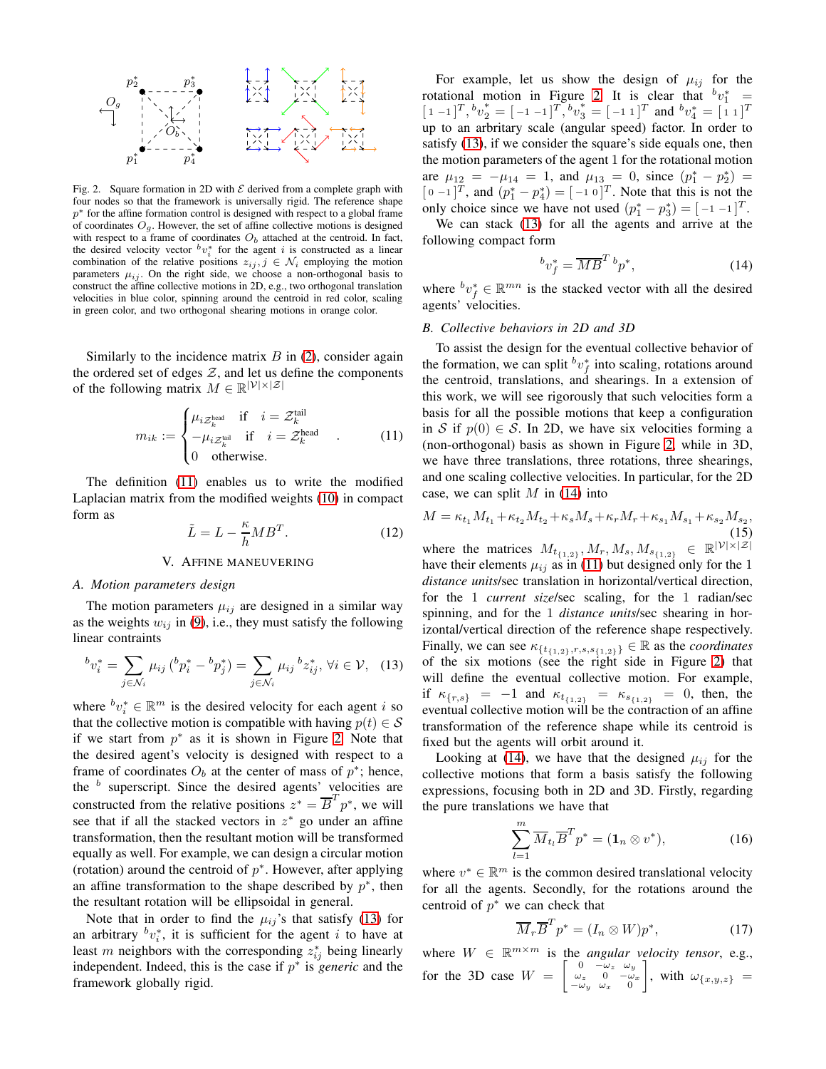Fig. 2. Square formation in 2D with $\mathcal{E}$ derived from a complete graph with four nodes so that the framework is universally rigid. The reference shape $p^*$ for the affine formation control is designed with respect to a global frame of coordinates $O_g$. However, the set of affine collective motions is designed with respect to a frame of coordinates $O_b$ attached at the centroid. In fact, the desired velocity vector ${}^bv_i^*$ for the agent $i$ is constructed as a linear combination of the relative positions $z_{ij}, j \in \mathcal{N}_i$ employing the motion parameters $\mu_{ij}$. On the right side, we choose a non-orthogonal basis to construct the affine collective motions in 2D, e.g., two orthogonal translation velocities in blue color, spinning around the centroid in red color, scaling in green color, and two orthogonal shearing motions in orange color.

Similarly to the incidence matrix $B$ in (2), consider again the ordered set of edges $\mathcal{Z}$, and let us define the components of the following matrix $M \in \mathbb{R}^{|\mathcal{V}|\times|\mathcal{Z}|}$

$$m_{ik} := \begin{cases} \mu_{i\mathcal{Z}_k^{\text{head}}} & \text{if} \quad i = \mathcal{Z}_k^{\text{tail}} \\ -\mu_{i\mathcal{Z}_k^{\text{tail}}} & \text{if} \quad i = \mathcal{Z}_k^{\text{head}} \\ 0 & \text{otherwise.} \end{cases} \quad . \tag{11}$$

The definition (11) enables us to write the modified Laplacian matrix from the modified weights (10) in compact form as

$$\tilde{L} = L - \frac{\kappa}{h} M B^T. \tag{12}$$

## V. Affine Maneuvering

### A. Motion parameters design

The motion parameters $\mu_{ij}$ are designed in a similar way as the weights $w_{ij}$ in (9), i.e., they must satisfy the following linear contraints

$${}^bv_i^* = \sum_{j\in\mathcal{N}_i} \mu_{ij}\,({}^bp_i^* - {}^bp_j^*) = \sum_{j\in\mathcal{N}_i} \mu_{ij}\,{}^bz_{ij}^*, \forall i \in \mathcal{V}, \tag{13}$$

where ${}^bv_i^* \in \mathbb{R}^m$ is the desired velocity for each agent $i$ so that the collective motion is compatible with having $p(t) \in \mathcal{S}$ if we start from $p^*$ as it is shown in Figure 2. Note that the desired agent's velocity is designed with respect to a frame of coordinates $O_b$ at the center of mass of $p^*$; hence, the $^b$ superscript. Since the desired agents' velocities are constructed from the relative positions $z^* = \overline{B}^T p^*$, we will see that if all the stacked vectors in $z^*$ go under an affine transformation, then the resultant motion will be transformed equally as well. For example, we can design a circular motion (rotation) around the centroid of $p^*$. However, after applying an affine transformation to the shape described by $p^*$, then the resultant rotation will be ellipsoidal in general.

Note that in order to find the $\mu_{ij}$'s that satisfy (13) for an arbitrary ${}^bv_i^*$, it is sufficient for the agent $i$ to have at least $m$ neighbors with the corresponding $z_{ij}^*$ being linearly independent. Indeed, this is the case if $p^*$ is *generic* and the framework globally rigid.

For example, let us show the design of $\mu_{ij}$ for the rotational motion in Figure 2. It is clear that ${}^bv_1^* = \begin{bmatrix} 1 & -1 \end{bmatrix}^T, {}^bv_2^* = \begin{bmatrix} -1 & -1 \end{bmatrix}^T, {}^bv_3^* = \begin{bmatrix} -1 & 1 \end{bmatrix}^T$ and ${}^bv_4^* = \begin{bmatrix} 1 & 1 \end{bmatrix}^T$ up to an arbitrary scale (angular speed) factor. In order to satisfy (13), if we consider the square's side equals one, then the motion parameters of the agent 1 for the rotational motion are $\mu_{12} = -\mu_{14} = 1$, and $\mu_{13} = 0$, since $(p_1^* - p_2^*) = \begin{bmatrix} 0 & -1 \end{bmatrix}^T$, and $(p_1^* - p_4^*) = \begin{bmatrix} -1 & 0 \end{bmatrix}^T$. Note that this is not the only choice since we have not used $(p_1^* - p_3^*) = \begin{bmatrix} -1 & -1 \end{bmatrix}^T$.

We can stack (13) for all the agents and arrive at the following compact form

$${}^bv_f^* = \overline{MB}^T\,{}^bp^*, \tag{14}$$

where ${}^bv_f^* \in \mathbb{R}^{mn}$ is the stacked vector with all the desired agents' velocities.

### B. Collective behaviors in 2D and 3D

To assist the design for the eventual collective behavior of the formation, we can split ${}^bv_f^*$ into scaling, rotations around the centroid, translations, and shearings. In a extension of this work, we will see rigorously that such velocities form a basis for all the possible motions that keep a configuration in $\mathcal{S}$ if $p(0) \in \mathcal{S}$. In 2D, we have six velocities forming a (non-orthogonal) basis as shown in Figure 2, while in 3D, we have three translations, three rotations, three shearings, and one scaling collective velocities. In particular, for the 2D case, we can split $M$ in (14) into

$$M = \kappa_{t_1} M_{t_1} + \kappa_{t_2} M_{t_2} + \kappa_s M_s + \kappa_r M_r + \kappa_{s_1} M_{s_1} + \kappa_{s_2} M_{s_2}, \tag{15}$$

where the matrices $M_{t_{\{1,2\}}}, M_r, M_s, M_{s_{\{1,2\}}} \in \mathbb{R}^{|\mathcal{V}|\times|\mathcal{Z}|}$ have their elements $\mu_{ij}$ as in (11) but designed only for the 1 *distance units*/sec translation in horizontal/vertical direction, for the 1 *current size*/sec scaling, for the 1 radian/sec spinning, and for the 1 *distance units*/sec shearing in horizontal/vertical direction of the reference shape respectively. Finally, we can see $\kappa_{\{t_{\{1,2\}},r,s,s_{\{1,2\}}\}} \in \mathbb{R}$ as the *coordinates* of the six motions (see the right side in Figure 2) that will define the eventual collective motion. For example, if $\kappa_{\{r,s\}} = -1$ and $\kappa_{t_{\{1,2\}}} = \kappa_{s_{\{1,2\}}} = 0$, then, the eventual collective motion will be the contraction of an affine transformation of the reference shape while its centroid is fixed but the agents will orbit around it.

Looking at (14), we have that the designed $\mu_{ij}$ for the collective motions that form a basis satisfy the following expressions, focusing both in 2D and 3D. Firstly, regarding the pure translations we have that

$$\sum_{l=1}^{m} \overline{M}_{t_l} \overline{B}^T p^* = (\mathbf{1}_n \otimes v^*), \tag{16}$$

where $v^* \in \mathbb{R}^m$ is the common desired translational velocity for all the agents. Secondly, for the rotations around the centroid of $p^*$ we can check that

$$\overline{M}_r \overline{B}^T p^* = (I_n \otimes W) p^*, \tag{17}$$

where $W \in \mathbb{R}^{m\times m}$ is the *angular velocity tensor*, e.g., for the 3D case $W = \begin{bmatrix} 0 & -\omega_z & \omega_y \\ \omega_z & 0 & -\omega_x \\ -\omega_y & \omega_x & 0 \end{bmatrix}$, with $\omega_{\{x,y,z\}} =$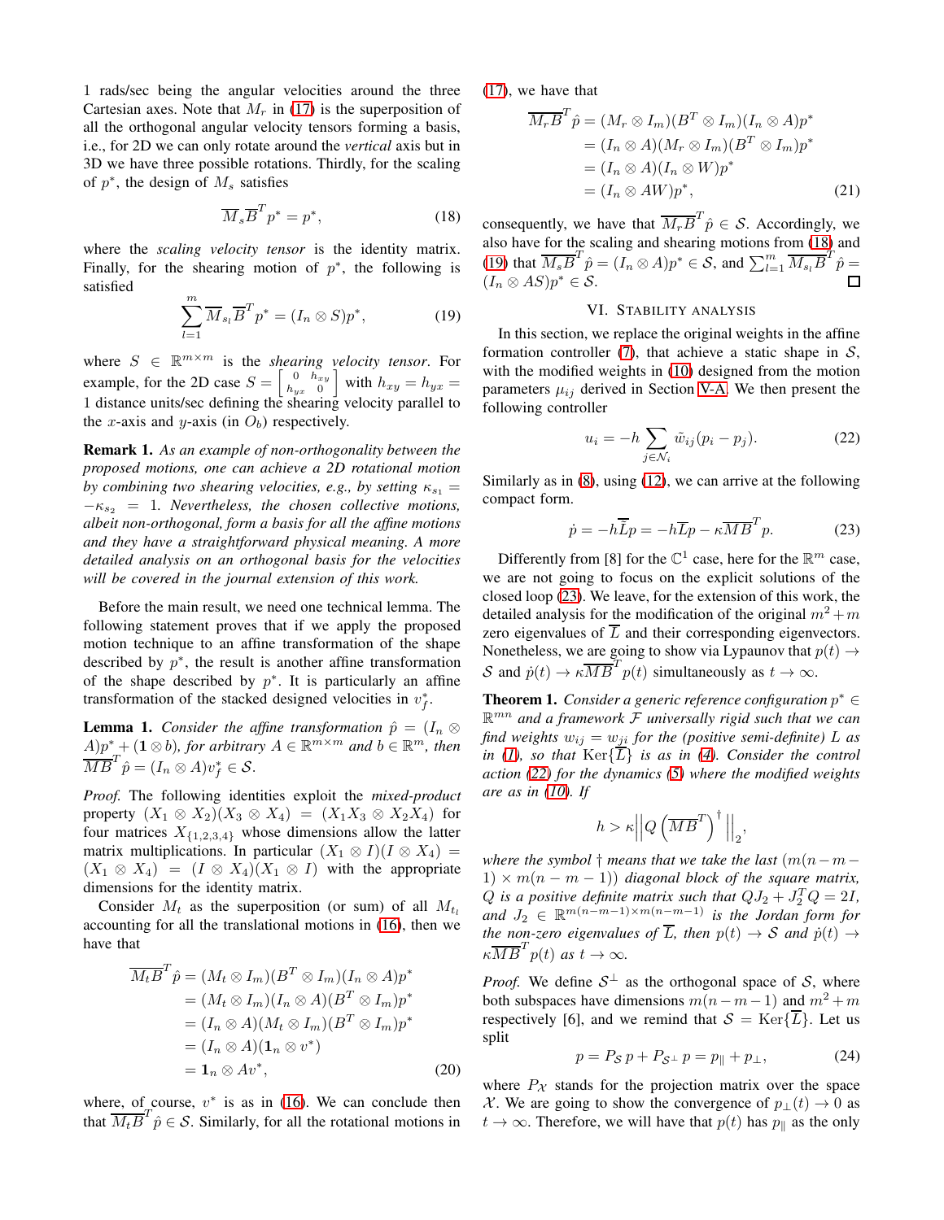1 rads/sec being the angular velocities around the three Cartesian axes. Note that $M_r$ in (17) is the superposition of all the orthogonal angular velocity tensors forming a basis, i.e., for 2D we can only rotate around the *vertical* axis but in 3D we have three possible rotations. Thirdly, for the scaling of $p^*$, the design of $M_s$ satisfies

$$\overline{M}_s\overline{B}^T p^* = p^*, \tag{18}$$

where the *scaling velocity tensor* is the identity matrix. Finally, for the shearing motion of $p^*$, the following is satisfied

$$\sum_{l=1}^{m} \overline{M}_{s_l}\overline{B}^T p^* = (I_n \otimes S)p^*, \tag{19}$$

where $S \in \mathbb{R}^{m\times m}$ is the *shearing velocity tensor*. For example, for the 2D case $S = \begin{bmatrix} 0 & h_{xy} \\ h_{yx} & 0 \end{bmatrix}$ with $h_{xy} = h_{yx} = 1$ distance units/sec defining the shearing velocity parallel to the $x$-axis and $y$-axis (in $O_b$) respectively.

**Remark 1.** *As an example of non-orthogonality between the proposed motions, one can achieve a 2D rotational motion by combining two shearing velocities, e.g., by setting $\kappa_{s_1} = -\kappa_{s_2} = 1$. Nevertheless, the chosen collective motions, albeit non-orthogonal, form a basis for all the affine motions and they have a straightforward physical meaning. A more detailed analysis on an orthogonal basis for the velocities will be covered in the journal extension of this work.*

Before the main result, we need one technical lemma. The following statement proves that if we apply the proposed motion technique to an affine transformation of the shape described by $p^*$, the result is another affine transformation of the shape described by $p^*$. It is particularly an affine transformation of the stacked designed velocities in $v_f^*$.

**Lemma 1.** *Consider the affine transformation $\hat{p} = (I_n \otimes A)p^* + (\mathbf{1} \otimes b)$, for arbitrary $A \in \mathbb{R}^{m\times m}$ and $b \in \mathbb{R}^m$, then $\overline{MB}^T\hat{p} = (I_n \otimes A)v_f^* \in \mathcal{S}$.*

*Proof.* The following identities exploit the *mixed-product* property $(X_1 \otimes X_2)(X_3 \otimes X_4) = (X_1X_3 \otimes X_2X_4)$ for four matrices $X_{\{1,2,3,4\}}$ whose dimensions allow the latter matrix multiplications. In particular $(X_1 \otimes I)(I \otimes X_4) = (X_1 \otimes X_4) = (I \otimes X_4)(X_1 \otimes I)$ with the appropriate dimensions for the identity matrix.

Consider $M_t$ as the superposition (or sum) of all $M_{t_l}$ accounting for all the translational motions in (16), then we have that

$$\begin{aligned}
\overline{M_tB}^T\hat{p} &= (M_t \otimes I_m)(B^T \otimes I_m)(I_n \otimes A)p^* \\
&= (M_t \otimes I_m)(I_n \otimes A)(B^T \otimes I_m)p^* \\
&= (I_n \otimes A)(M_t \otimes I_m)(B^T \otimes I_m)p^* \\
&= (I_n \otimes A)(\mathbf{1}_n \otimes v^*) \\
&= \mathbf{1}_n \otimes Av^*,
\end{aligned} \tag{20}$$

where, of course, $v^*$ is as in (16). We can conclude then that $\overline{M_tB}^T\hat{p} \in \mathcal{S}$. Similarly, for all the rotational motions in (17), we have that

$$\begin{aligned}
\overline{M_rB}^T\hat{p} &= (M_r \otimes I_m)(B^T \otimes I_m)(I_n \otimes A)p^* \\
&= (I_n \otimes A)(M_r \otimes I_m)(B^T \otimes I_m)p^* \\
&= (I_n \otimes A)(I_n \otimes W)p^* \\
&= (I_n \otimes AW)p^*,
\end{aligned} \tag{21}$$

consequently, we have that $\overline{M_rB}^T\hat{p} \in \mathcal{S}$. Accordingly, we also have for the scaling and shearing motions from (18) and (19) that $\overline{M_sB}^T\hat{p} = (I_n \otimes A)p^* \in \mathcal{S}$, and $\sum_{l=1}^m \overline{M_{s_l}B}^T\hat{p} = (I_n \otimes AS)p^* \in \mathcal{S}$. $\square$

## VI. Stability analysis

In this section, we replace the original weights in the affine formation controller (7), that achieve a static shape in $\mathcal{S}$, with the modified weights in (10) designed from the motion parameters $\mu_{ij}$ derived in Section V-A. We then present the following controller

$$u_i = -h\sum_{j\in\mathcal{N}_i}\tilde{w}_{ij}(p_i - p_j). \tag{22}$$

Similarly as in (8), using (12), we can arrive at the following compact form.

$$\dot{p} = -h\overline{\tilde{L}}p = -h\overline{L}p - \kappa\overline{MB}^Tp. \tag{23}$$

Differently from [8] for the $\mathbb{C}^1$ case, here for the $\mathbb{R}^m$ case, we are not going to focus on the explicit solutions of the closed loop (23). We leave, for the extension of this work, the detailed analysis for the modification of the original $m^2+m$ zero eigenvalues of $\overline{L}$ and their corresponding eigenvectors. Nonetheless, we are going to show via Lypaunov that $p(t) \to \mathcal{S}$ and $\dot{p}(t) \to \kappa\overline{MB}^Tp(t)$ simultaneously as $t \to \infty$.

**Theorem 1.** *Consider a generic reference configuration $p^* \in \mathbb{R}^{mn}$ and a framework $\mathcal{F}$ universally rigid such that we can find weights $w_{ij} = w_{ji}$ for the (positive semi-definite) $L$ as in (1), so that $\operatorname{Ker}\{\overline{L}\}$ is as in (4). Consider the control action (22) for the dynamics (5) where the modified weights are as in (10). If*

$$h > \kappa\left|\left|Q\left(\overline{MB}^T\right)^{\dagger}\right|\right|_2,$$

*where the symbol $\dagger$ means that we take the last $(m(n-m-1)\times m(n-m-1))$ diagonal block of the square matrix, $Q$ is a positive definite matrix such that $QJ_2 + J_2^TQ = 2I$, and $J_2 \in \mathbb{R}^{m(n-m-1)\times m(n-m-1)}$ is the Jordan form for the non-zero eigenvalues of $\overline{L}$, then $p(t) \to \mathcal{S}$ and $\dot{p}(t) \to \kappa\overline{MB}^Tp(t)$ as $t \to \infty$.*

*Proof.* We define $\mathcal{S}^{\perp}$ as the orthogonal space of $\mathcal{S}$, where both subspaces have dimensions $m(n-m-1)$ and $m^2+m$ respectively [6], and we remind that $\mathcal{S} = \operatorname{Ker}\{\overline{L}\}$. Let us split

$$p = P_{\mathcal{S}}\,p + P_{\mathcal{S}^{\perp}}\,p = p_{\parallel} + p_{\perp}, \tag{24}$$

where $P_{\mathcal{X}}$ stands for the projection matrix over the space $\mathcal{X}$. We are going to show the convergence of $p_{\perp}(t) \to 0$ as $t \to \infty$. Therefore, we will have that $p(t)$ has $p_{\parallel}$ as the only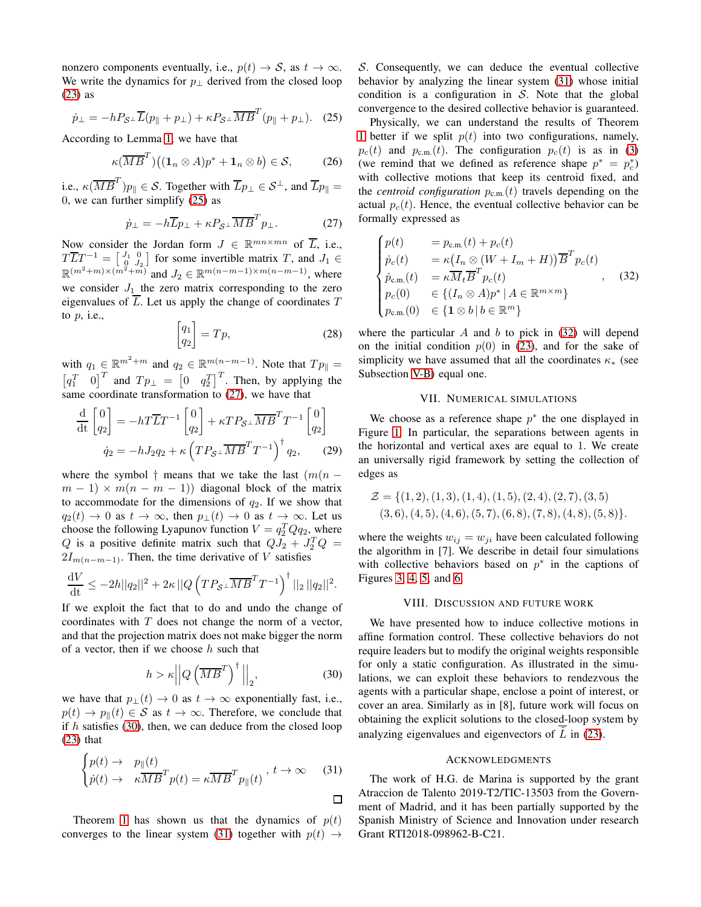nonzero components eventually, i.e., $p(t) \to \mathcal{S}$, as $t \to \infty$. We write the dynamics for $p_\perp$ derived from the closed loop (23) as

$$\dot{p}_\perp = -hP_{\mathcal{S}^\perp}\overline{L}(p_\parallel + p_\perp) + \kappa P_{\mathcal{S}^\perp}\overline{MB}^T(p_\parallel + p_\perp). \quad (25)$$

According to Lemma 1, we have that

$$\kappa(\overline{MB}^T)\big((\mathbf{1}_n \otimes A)p^* + \mathbf{1}_n \otimes b\big) \in \mathcal{S}, \quad (26)$$

i.e., $\kappa(\overline{MB}^T)p_\parallel \in \mathcal{S}$. Together with $\overline{L}p_\perp \in \mathcal{S}^\perp$, and $\overline{L}p_\parallel = 0$, we can further simplify (25) as

$$\dot{p}_\perp = -h\overline{L}p_\perp + \kappa P_{\mathcal{S}^\perp}\overline{MB}^T p_\perp. \quad (27)$$

Now consider the Jordan form $J \in \mathbb{R}^{mn\times mn}$ of $\overline{L}$, i.e., $T\overline{L}T^{-1} = \begin{bmatrix} J_1 & 0 \\ 0 & J_2 \end{bmatrix}$ for some invertible matrix $T$, and $J_1 \in \mathbb{R}^{(m^2+m)\times(m^2+m)}$ and $J_2 \in \mathbb{R}^{m(n-m-1)\times m(n-m-1)}$, where we consider $J_1$ the zero matrix corresponding to the zero eigenvalues of $\overline{L}$. Let us apply the change of coordinates $T$ to $p$, i.e.,

$$\begin{bmatrix} q_1 \\ q_2 \end{bmatrix} = Tp, \quad (28)$$

with $q_1 \in \mathbb{R}^{m^2+m}$ and $q_2 \in \mathbb{R}^{m(n-m-1)}$. Note that $Tp_\parallel = \begin{bmatrix} q_1^T & 0 \end{bmatrix}^T$ and $Tp_\perp = \begin{bmatrix} 0 & q_2^T \end{bmatrix}^T$. Then, by applying the same coordinate transformation to (27), we have that

$$\begin{aligned} \frac{\mathrm{d}}{\mathrm{dt}}\begin{bmatrix} 0 \\ q_2 \end{bmatrix} &= -hT\overline{L}T^{-1}\begin{bmatrix} 0 \\ q_2 \end{bmatrix} + \kappa TP_{\mathcal{S}^\perp}\overline{MB}^T T^{-1}\begin{bmatrix} 0 \\ q_2 \end{bmatrix} \\ \dot{q}_2 &= -hJ_2q_2 + \kappa\left(TP_{\mathcal{S}^\perp}\overline{MB}^T T^{-1}\right)^\dagger q_2, \end{aligned} \quad (29)$$

where the symbol $\dagger$ means that we take the last $(m(n-m-1)\times m(n-m-1))$ diagonal block of the matrix to accommodate for the dimensions of $q_2$. If we show that $q_2(t) \to 0$ as $t \to \infty$, then $p_\perp(t) \to 0$ as $t \to \infty$. Let us choose the following Lyapunov function $V = q_2^T Q q_2$, where $Q$ is a positive definite matrix such that $QJ_2 + J_2^T Q = 2I_{m(n-m-1)}$. Then, the time derivative of $V$ satisfies

$$\frac{\mathrm{d}V}{\mathrm{dt}} \leq -2h||q_2||^2 + 2\kappa||Q\left(TP_{\mathcal{S}^\perp}\overline{MB}^T T^{-1}\right)^\dagger||_2\,||q_2||^2.$$

If we exploit the fact that to do and undo the change of coordinates with $T$ does not change the norm of a vector, and that the projection matrix does not make bigger the norm of a vector, then if we choose $h$ such that

$$h > \kappa\Big|\Big|Q\left(\overline{MB}^T\right)^\dagger\Big|\Big|_2, \quad (30)$$

we have that $p_\perp(t) \to 0$ as $t \to \infty$ exponentially fast, i.e., $p(t) \to p_\parallel(t) \in \mathcal{S}$ as $t \to \infty$. Therefore, we conclude that if $h$ satisfies (30), then, we can deduce from the closed loop (23) that

$$\begin{cases} p(t) \to & p_\parallel(t) \\ \dot{p}(t) \to & \kappa\overline{MB}^T p(t) = \kappa\overline{MB}^T p_\parallel(t) \end{cases}, \; t \to \infty \quad (31)$$

□

Theorem 1 has shown us that the dynamics of $p(t)$ converges to the linear system (31) together with $p(t) \to \mathcal{S}$. Consequently, we can deduce the eventual collective behavior by analyzing the linear system (31) whose initial condition is a configuration in $\mathcal{S}$. Note that the global convergence to the desired collective behavior is guaranteed.

Physically, we can understand the results of Theorem 1 better if we split $p(t)$ into two configurations, namely, $p_c(t)$ and $p_{\text{c.m.}}(t)$. The configuration $p_c(t)$ is as in (3) (we remind that we defined as reference shape $p^* = p_c^*$) with collective motions that keep its centroid fixed, and the *centroid configuration* $p_{\text{c.m.}}(t)$ travels depending on the actual $p_c(t)$. Hence, the eventual collective behavior can be formally expressed as

$$\begin{cases} p(t) &= p_{\text{c.m.}}(t) + p_c(t) \\ \dot{p}_c(t) &= \kappa\big(I_n \otimes (W + I_m + H)\big)\overline{B}^T p_c(t) \\ \dot{p}_{\text{c.m.}}(t) &= \kappa\overline{M}_t\overline{B}^T p_c(t) \\ p_c(0) &\in \{(I_n \otimes A)p^* \,|\, A \in \mathbb{R}^{m\times m}\} \\ p_{\text{c.m.}}(0) &\in \{\mathbf{1} \otimes b \,|\, b \in \mathbb{R}^m\} \end{cases}, \quad (32)$$

where the particular $A$ and $b$ to pick in (32) will depend on the initial condition $p(0)$ in (23), and for the sake of simplicity we have assumed that all the coordinates $\kappa_*$ (see Subsection V-B) equal one.

## VII. Numerical simulations

We choose as a reference shape $p^*$ the one displayed in Figure 1. In particular, the separations between agents in the horizontal and vertical axes are equal to 1. We create an universally rigid framework by setting the collection of edges as

$$\begin{aligned} \mathcal{Z} = \{&(1,2),(1,3),(1,4),(1,5),(2,4),(2,7),(3,5) \\ &(3,6),(4,5),(4,6),(5,7),(6,8),(7,8),(4,8),(5,8)\}. \end{aligned}$$

where the weights $w_{ij} = w_{ji}$ have been calculated following the algorithm in [7]. We describe in detail four simulations with collective behaviors based on $p^*$ in the captions of Figures 3, 4, 5, and 6.

## VIII. Discussion and future work

We have presented how to induce collective motions in affine formation control. These collective behaviors do not require leaders but to modify the original weights responsible for only a static configuration. As illustrated in the simulations, we can exploit these behaviors to rendezvous the agents with a particular shape, enclose a point of interest, or cover an area. Similarly as in [8], future work will focus on obtaining the explicit solutions to the closed-loop system by analyzing eigenvalues and eigenvectors of $\overline{\tilde{L}}$ in (23).

## Acknowledgments

The work of H.G. de Marina is supported by the grant Atraccion de Talento 2019-T2/TIC-13503 from the Government of Madrid, and it has been partially supported by the Spanish Ministry of Science and Innovation under research Grant RTI2018-098962-B-C21.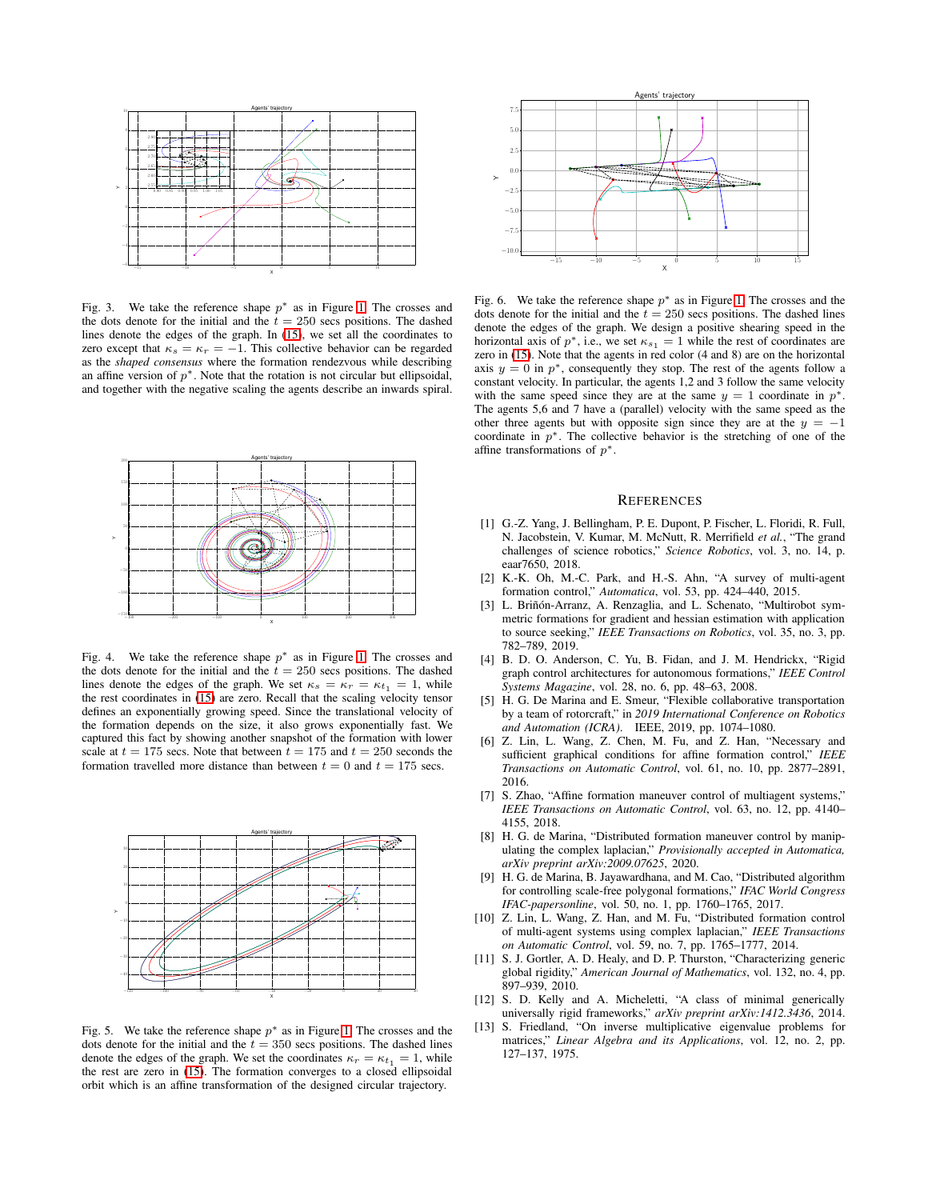Agents' trajectory

Fig. 3. We take the reference shape $p^*$ as in Figure 1. The crosses and the dots denote for the initial and the $t = 250$ secs positions. The dashed lines denote the edges of the graph. In (15), we set all the coordinates to zero except that $\kappa_s = \kappa_r = -1$. This collective behavior can be regarded as the *shaped consensus* where the formation rendezvous while describing an affine version of $p^*$. Note that the rotation is not circular but ellipsoidal, and together with the negative scaling the agents describe an inwards spiral.

Agents' trajectory

Fig. 4. We take the reference shape $p^*$ as in Figure 1. The crosses and the dots denote for the initial and the $t = 250$ secs positions. The dashed lines denote the edges of the graph. We set $\kappa_s = \kappa_r = \kappa_{t_1} = 1$, while the rest coordinates in (15) are zero. Recall that the scaling velocity tensor defines an exponentially growing speed. Since the translational velocity of the formation depends on the size, it also grows exponentially fast. We captured this fact by showing another snapshot of the formation with lower scale at $t = 175$ secs. Note that between $t = 175$ and $t = 250$ seconds the formation travelled more distance than between $t = 0$ and $t = 175$ secs.

Agents' trajectory

Fig. 5. We take the reference shape $p^*$ as in Figure 1. The crosses and the dots denote for the initial and the $t = 350$ secs positions. The dashed lines denote the edges of the graph. We set the coordinates $\kappa_r = \kappa_{t_1} = 1$, while the rest are zero in (15). The formation converges to a closed ellipsoidal orbit which is an affine transformation of the designed circular trajectory.

Agents' trajectory

Fig. 6. We take the reference shape $p^*$ as in Figure 1. The crosses and the dots denote for the initial and the $t = 250$ secs positions. The dashed lines denote the edges of the graph. We design a positive shearing speed in the horizontal axis of $p^*$, i.e., we set $\kappa_{s_1} = 1$ while the rest of coordinates are zero in (15). Note that the agents in red color (4 and 8) are on the horizontal axis $y = 0$ in $p^*$, consequently they stop. The rest of the agents follow a constant velocity. In particular, the agents 1,2 and 3 follow the same velocity with the same speed since they are at the same $y = 1$ coordinate in $p^*$. The agents 5,6 and 7 have a (parallel) velocity with the same speed as the other three agents but with opposite sign since they are at the $y = -1$ coordinate in $p^*$. The collective behavior is the stretching of one of the affine transformations of $p^*$.

## References

[1] G.-Z. Yang, J. Bellingham, P. E. Dupont, P. Fischer, L. Floridi, R. Full, N. Jacobstein, V. Kumar, M. McNutt, R. Merrifield *et al.*, "The grand challenges of science robotics," *Science Robotics*, vol. 3, no. 14, p. eaar7650, 2018.

[2] K.-K. Oh, M.-C. Park, and H.-S. Ahn, "A survey of multi-agent formation control," *Automatica*, vol. 53, pp. 424–440, 2015.

[3] L. Briñón-Arranz, A. Renzaglia, and L. Schenato, "Multirobot symmetric formations for gradient and hessian estimation with application to source seeking," *IEEE Transactions on Robotics*, vol. 35, no. 3, pp. 782–789, 2019.

[4] B. D. O. Anderson, C. Yu, B. Fidan, and J. M. Hendrickx, "Rigid graph control architectures for autonomous formations," *IEEE Control Systems Magazine*, vol. 28, no. 6, pp. 48–63, 2008.

[5] H. G. De Marina and E. Smeur, "Flexible collaborative transportation by a team of rotorcraft," in *2019 International Conference on Robotics and Automation (ICRA)*. IEEE, 2019, pp. 1074–1080.

[6] Z. Lin, L. Wang, Z. Chen, M. Fu, and Z. Han, "Necessary and sufficient graphical conditions for affine formation control," *IEEE Transactions on Automatic Control*, vol. 61, no. 10, pp. 2877–2891, 2016.

[7] S. Zhao, "Affine formation maneuver control of multiagent systems," *IEEE Transactions on Automatic Control*, vol. 63, no. 12, pp. 4140–4155, 2018.

[8] H. G. de Marina, "Distributed formation maneuver control by manipulating the complex laplacian," *Provisionally accepted in Automatica, arXiv preprint arXiv:2009.07625*, 2020.

[9] H. G. de Marina, B. Jayawardhana, and M. Cao, "Distributed algorithm for controlling scale-free polygonal formations," *IFAC World Congress IFAC-papersonline*, vol. 50, no. 1, pp. 1760–1765, 2017.

[10] Z. Lin, L. Wang, Z. Han, and M. Fu, "Distributed formation control of multi-agent systems using complex laplacian," *IEEE Transactions on Automatic Control*, vol. 59, no. 7, pp. 1765–1777, 2014.

[11] S. J. Gortler, A. D. Healy, and D. P. Thurston, "Characterizing generic global rigidity," *American Journal of Mathematics*, vol. 132, no. 4, pp. 897–939, 2010.

[12] S. D. Kelly and A. Micheletti, "A class of minimal generically universally rigid frameworks," *arXiv preprint arXiv:1412.3436*, 2014.

[13] S. Friedland, "On inverse multiplicative eigenvalue problems for matrices," *Linear Algebra and its Applications*, vol. 12, no. 2, pp. 127–137, 1975.